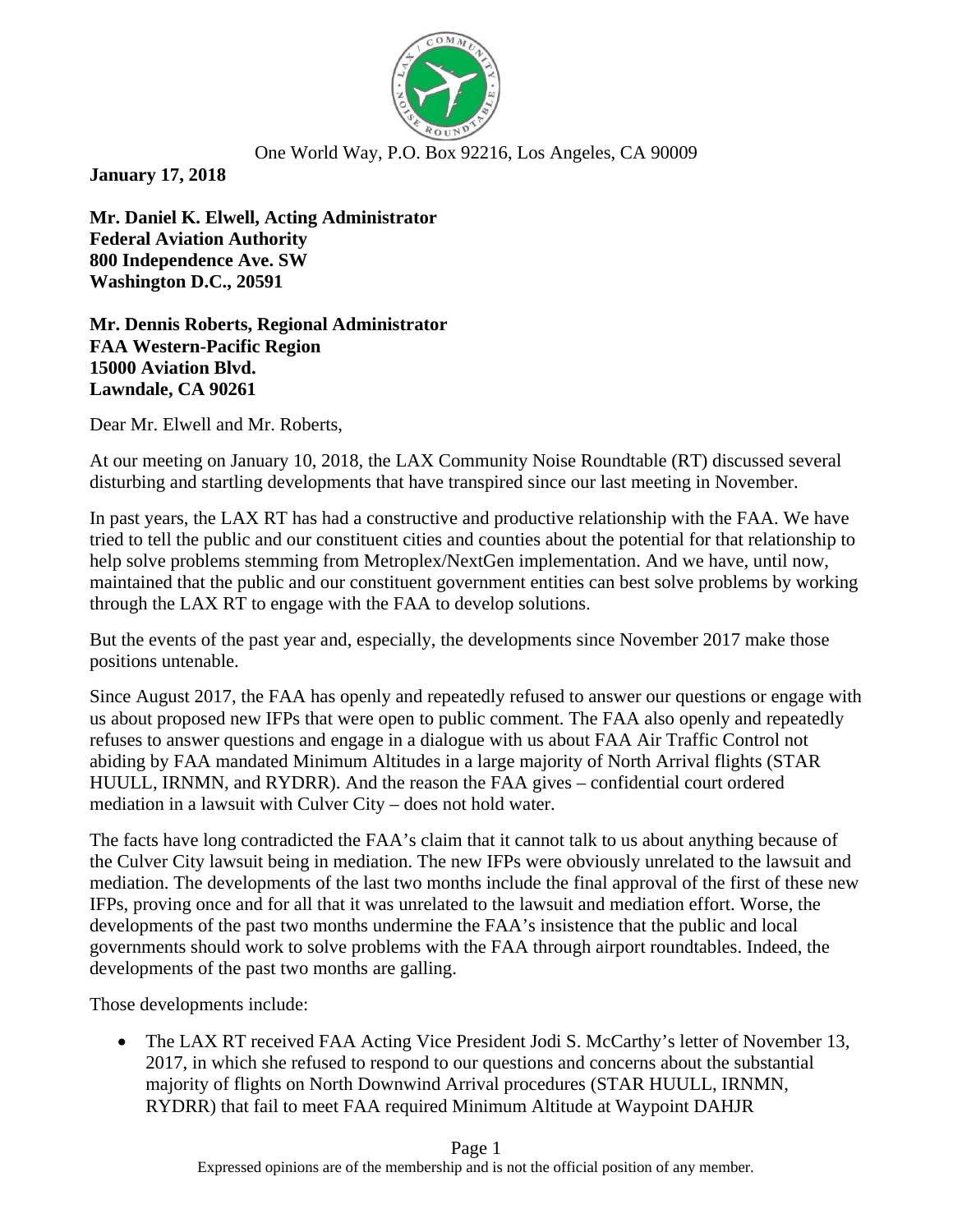One World Way, P.O. Box 92216, Los Angeles, CA 90009

**January 17, 2018**

**Mr. Daniel K. Elwell, Acting Administrator**
**Federal Aviation Authority**
**800 Independence Ave. SW**
**Washington D.C., 20591**

**Mr. Dennis Roberts, Regional Administrator**
**FAA Western-Pacific Region**
**15000 Aviation Blvd.**
**Lawndale, CA 90261**

Dear Mr. Elwell and Mr. Roberts,

At our meeting on January 10, 2018, the LAX Community Noise Roundtable (RT) discussed several disturbing and startling developments that have transpired since our last meeting in November.

In past years, the LAX RT has had a constructive and productive relationship with the FAA. We have tried to tell the public and our constituent cities and counties about the potential for that relationship to help solve problems stemming from Metroplex/NextGen implementation. And we have, until now, maintained that the public and our constituent government entities can best solve problems by working through the LAX RT to engage with the FAA to develop solutions.

But the events of the past year and, especially, the developments since November 2017 make those positions untenable.

Since August 2017, the FAA has openly and repeatedly refused to answer our questions or engage with us about proposed new IFPs that were open to public comment. The FAA also openly and repeatedly refuses to answer questions and engage in a dialogue with us about FAA Air Traffic Control not abiding by FAA mandated Minimum Altitudes in a large majority of North Arrival flights (STAR HUULL, IRNMN, and RYDRR). And the reason the FAA gives – confidential court ordered mediation in a lawsuit with Culver City – does not hold water.

The facts have long contradicted the FAA's claim that it cannot talk to us about anything because of the Culver City lawsuit being in mediation. The new IFPs were obviously unrelated to the lawsuit and mediation. The developments of the last two months include the final approval of the first of these new IFPs, proving once and for all that it was unrelated to the lawsuit and mediation effort. Worse, the developments of the past two months undermine the FAA's insistence that the public and local governments should work to solve problems with the FAA through airport roundtables. Indeed, the developments of the past two months are galling.

Those developments include:

- The LAX RT received FAA Acting Vice President Jodi S. McCarthy's letter of November 13, 2017, in which she refused to respond to our questions and concerns about the substantial majority of flights on North Downwind Arrival procedures (STAR HUULL, IRNMN, RYDRR) that fail to meet FAA required Minimum Altitude at Waypoint DAHJR

Expressed opinions are of the membership and is not the official position of any member.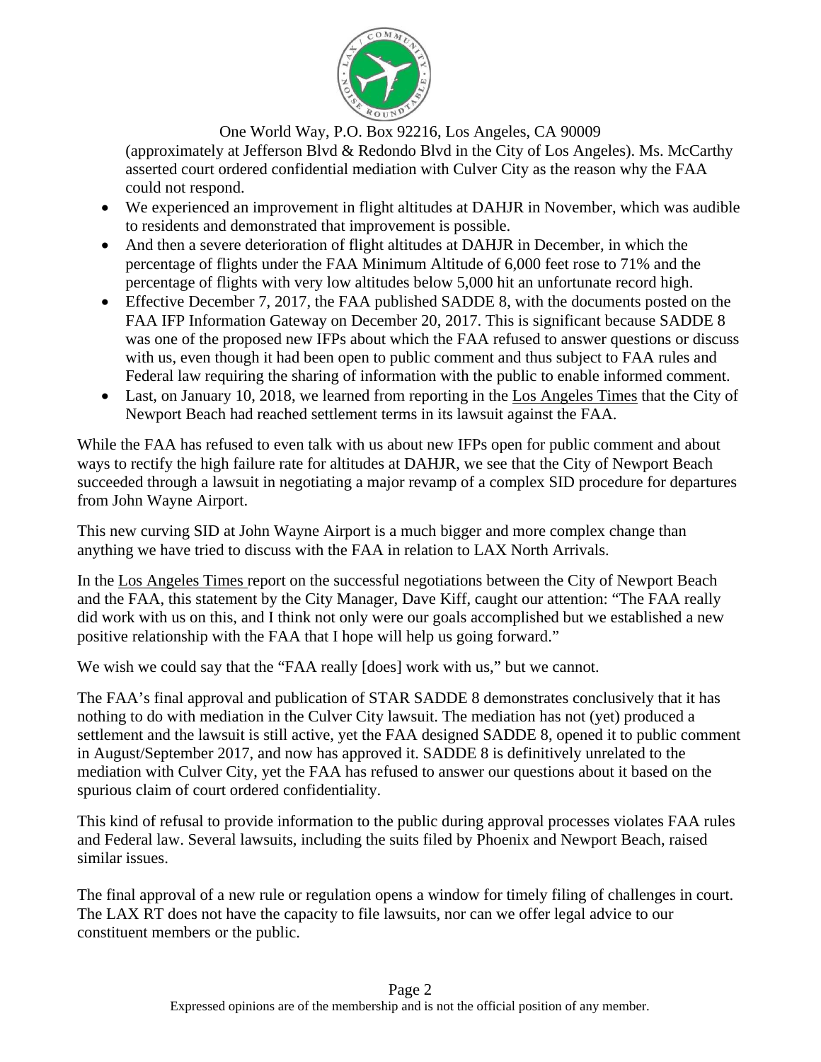(approximately at Jefferson Blvd & Redondo Blvd in the City of Los Angeles). Ms. McCarthy asserted court ordered confidential mediation with Culver City as the reason why the FAA could not respond.

- We experienced an improvement in flight altitudes at DAHJR in November, which was audible to residents and demonstrated that improvement is possible.
- And then a severe deterioration of flight altitudes at DAHJR in December, in which the percentage of flights under the FAA Minimum Altitude of 6,000 feet rose to 71% and the percentage of flights with very low altitudes below 5,000 hit an unfortunate record high.
- Effective December 7, 2017, the FAA published SADDE 8, with the documents posted on the FAA IFP Information Gateway on December 20, 2017. This is significant because SADDE 8 was one of the proposed new IFPs about which the FAA refused to answer questions or discuss with us, even though it had been open to public comment and thus subject to FAA rules and Federal law requiring the sharing of information with the public to enable informed comment.
- Last, on January 10, 2018, we learned from reporting in the Los Angeles Times that the City of Newport Beach had reached settlement terms in its lawsuit against the FAA.

While the FAA has refused to even talk with us about new IFPs open for public comment and about ways to rectify the high failure rate for altitudes at DAHJR, we see that the City of Newport Beach succeeded through a lawsuit in negotiating a major revamp of a complex SID procedure for departures from John Wayne Airport.

This new curving SID at John Wayne Airport is a much bigger and more complex change than anything we have tried to discuss with the FAA in relation to LAX North Arrivals.

In the Los Angeles Times report on the successful negotiations between the City of Newport Beach and the FAA, this statement by the City Manager, Dave Kiff, caught our attention: "The FAA really did work with us on this, and I think not only were our goals accomplished but we established a new positive relationship with the FAA that I hope will help us going forward."

We wish we could say that the "FAA really [does] work with us," but we cannot.

The FAA's final approval and publication of STAR SADDE 8 demonstrates conclusively that it has nothing to do with mediation in the Culver City lawsuit. The mediation has not (yet) produced a settlement and the lawsuit is still active, yet the FAA designed SADDE 8, opened it to public comment in August/September 2017, and now has approved it. SADDE 8 is definitively unrelated to the mediation with Culver City, yet the FAA has refused to answer our questions about it based on the spurious claim of court ordered confidentiality.

This kind of refusal to provide information to the public during approval processes violates FAA rules and Federal law. Several lawsuits, including the suits filed by Phoenix and Newport Beach, raised similar issues.

The final approval of a new rule or regulation opens a window for timely filing of challenges in court. The LAX RT does not have the capacity to file lawsuits, nor can we offer legal advice to our constituent members or the public.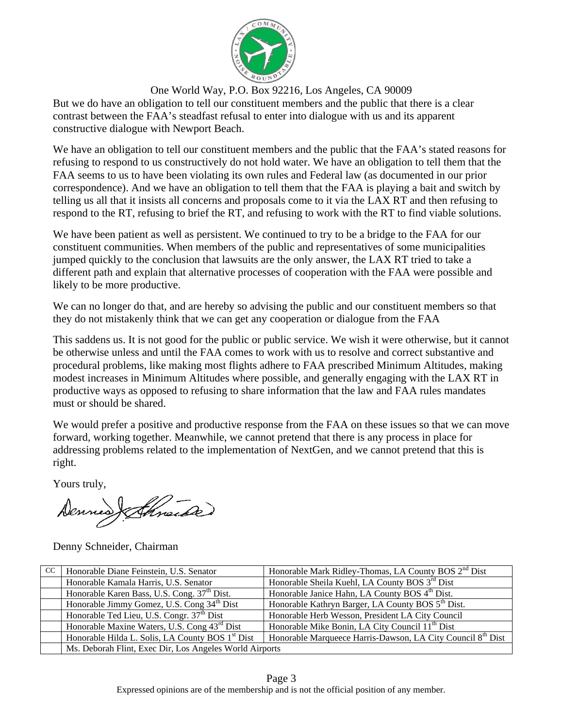One World Way, P.O. Box 92216, Los Angeles, CA 90009

But we do have an obligation to tell our constituent members and the public that there is a clear contrast between the FAA's steadfast refusal to enter into dialogue with us and its apparent constructive dialogue with Newport Beach.

We have an obligation to tell our constituent members and the public that the FAA's stated reasons for refusing to respond to us constructively do not hold water. We have an obligation to tell them that the FAA seems to us to have been violating its own rules and Federal law (as documented in our prior correspondence). And we have an obligation to tell them that the FAA is playing a bait and switch by telling us all that it insists all concerns and proposals come to it via the LAX RT and then refusing to respond to the RT, refusing to brief the RT, and refusing to work with the RT to find viable solutions.

We have been patient as well as persistent. We continued to try to be a bridge to the FAA for our constituent communities. When members of the public and representatives of some municipalities jumped quickly to the conclusion that lawsuits are the only answer, the LAX RT tried to take a different path and explain that alternative processes of cooperation with the FAA were possible and likely to be more productive.

We can no longer do that, and are hereby so advising the public and our constituent members so that they do not mistakenly think that we can get any cooperation or dialogue from the FAA

This saddens us. It is not good for the public or public service. We wish it were otherwise, but it cannot be otherwise unless and until the FAA comes to work with us to resolve and correct substantive and procedural problems, like making most flights adhere to FAA prescribed Minimum Altitudes, making modest increases in Minimum Altitudes where possible, and generally engaging with the LAX RT in productive ways as opposed to refusing to share information that the law and FAA rules mandates must or should be shared.

We would prefer a positive and productive response from the FAA on these issues so that we can move forward, working together. Meanwhile, we cannot pretend that there is any process in place for addressing problems related to the implementation of NextGen, and we cannot pretend that this is right.

Yours truly,

Dennis J. Schneider

Denny Schneider, Chairman

| | | |
|---|---|---|
| CC | Honorable Diane Feinstein, U.S. Senator | Honorable Mark Ridley-Thomas, LA County BOS 2nd Dist |
| | Honorable Kamala Harris, U.S. Senator | Honorable Sheila Kuehl, LA County BOS 3rd Dist |
| | Honorable Karen Bass, U.S. Cong. 37th Dist. | Honorable Janice Hahn, LA County BOS 4th Dist. |
| | Honorable Jimmy Gomez, U.S. Cong 34th Dist | Honorable Kathryn Barger, LA County BOS 5th Dist. |
| | Honorable Ted Lieu, U.S. Congr. 37th Dist | Honorable Herb Wesson, President LA City Council |
| | Honorable Maxine Waters, U.S. Cong 43rd Dist | Honorable Mike Bonin, LA City Council 11th Dist |
| | Honorable Hilda L. Solis, LA County BOS 1st Dist | Honorable Marqueece Harris-Dawson, LA City Council 8th Dist |
| | Ms. Deborah Flint, Exec Dir, Los Angeles World Airports | |

Expressed opinions are of the membership and is not the official position of any member.